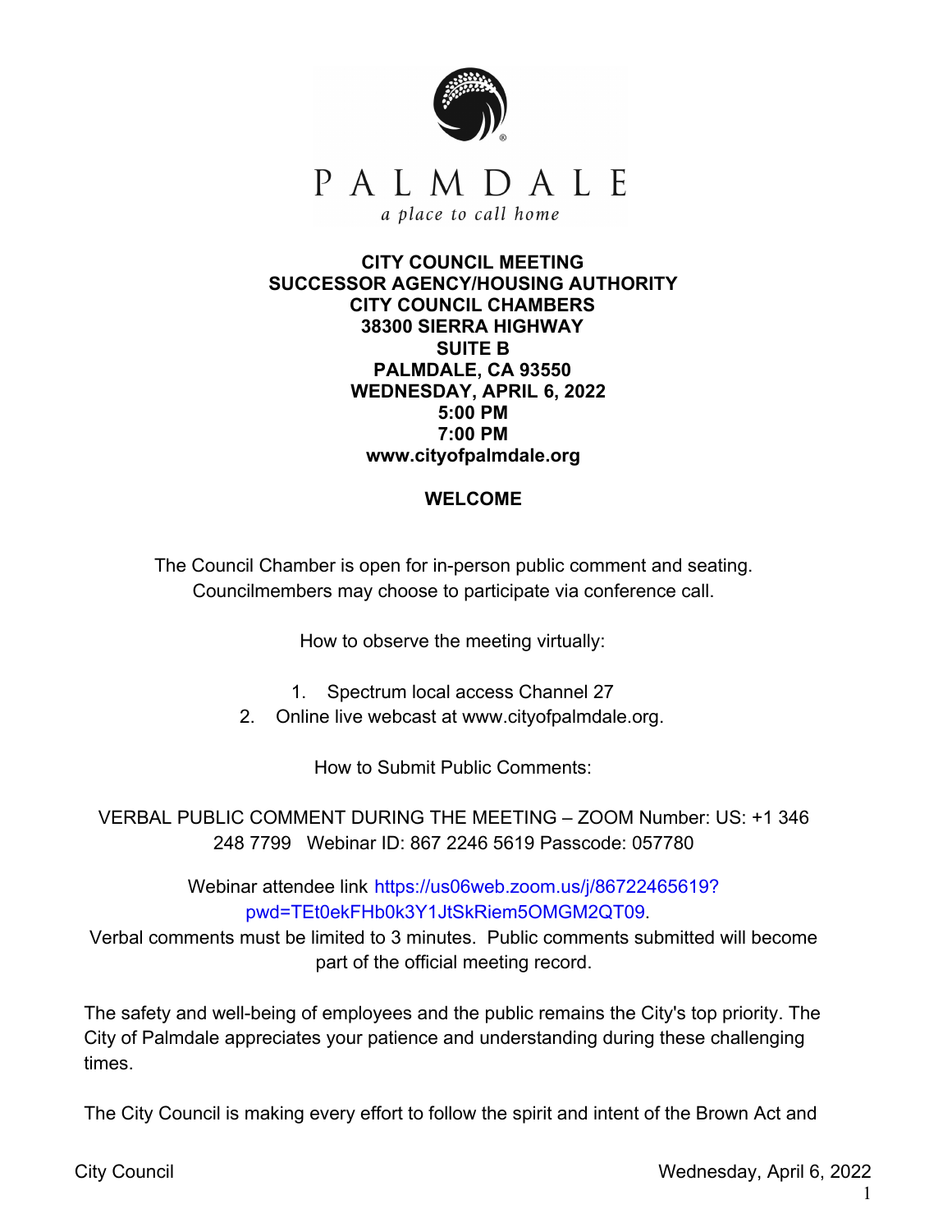PALMDALE

*a place to call home*

**CITY COUNCIL MEETING**
**SUCCESSOR AGENCY/HOUSING AUTHORITY**
**CITY COUNCIL CHAMBERS**
**38300 SIERRA HIGHWAY**
**SUITE B**
**PALMDALE, CA 93550**
**WEDNESDAY, APRIL 6, 2022**
**5:00 PM**
**7:00 PM**
**www.cityofpalmdale.org**

## WELCOME

The Council Chamber is open for in-person public comment and seating. Councilmembers may choose to participate via conference call.

How to observe the meeting virtually:

1. Spectrum local access Channel 27
2. Online live webcast at www.cityofpalmdale.org.

How to Submit Public Comments:

VERBAL PUBLIC COMMENT DURING THE MEETING – ZOOM Number: US: +1 346 248 7799 Webinar ID: 867 2246 5619 Passcode: 057780

Webinar attendee link https://us06web.zoom.us/j/86722465619?pwd=TEt0ekFHb0k3Y1JtSkRiem5OMGM2QT09.
Verbal comments must be limited to 3 minutes. Public comments submitted will become part of the official meeting record.

The safety and well-being of employees and the public remains the City's top priority. The City of Palmdale appreciates your patience and understanding during these challenging times.

The City Council is making every effort to follow the spirit and intent of the Brown Act and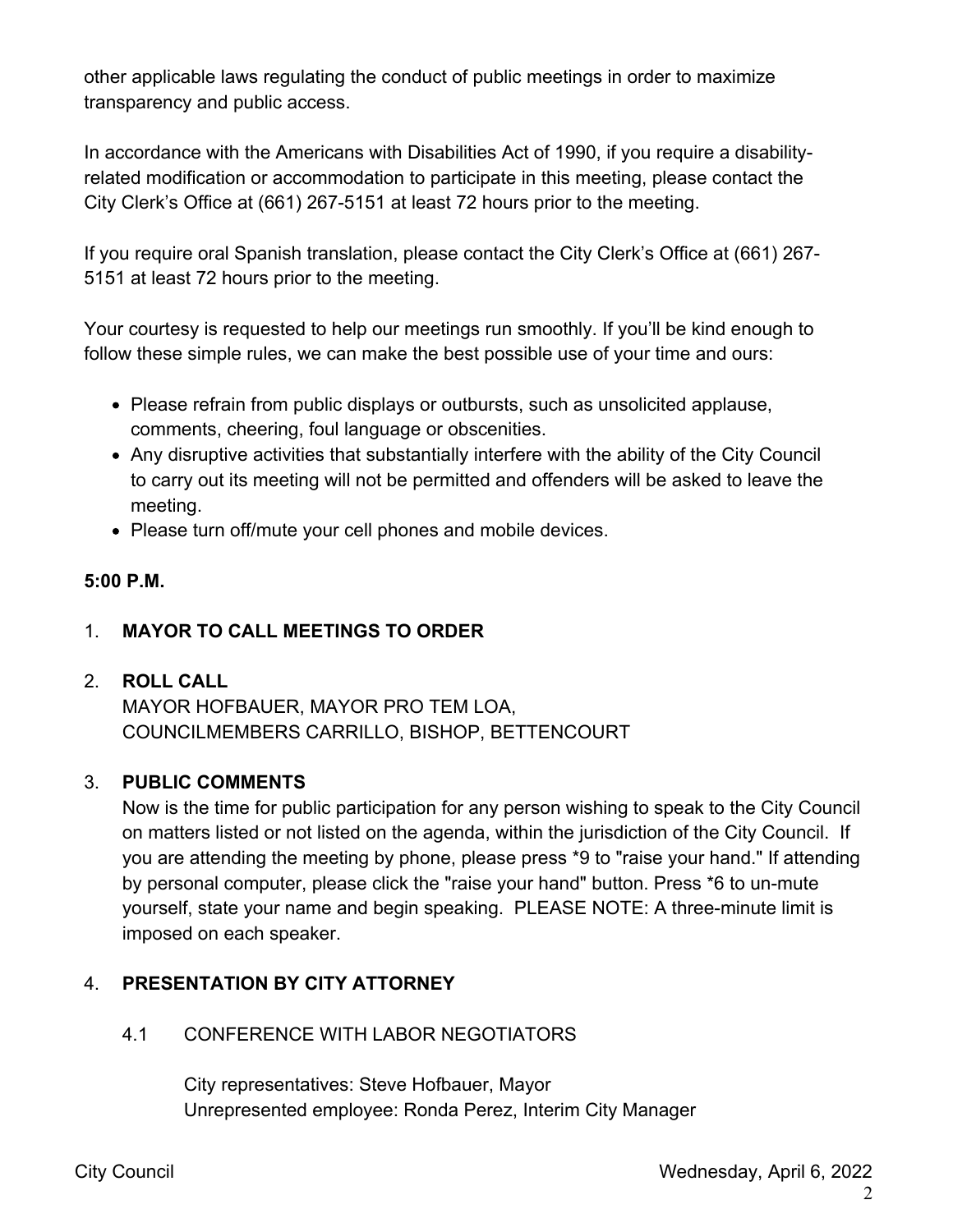other applicable laws regulating the conduct of public meetings in order to maximize transparency and public access.

In accordance with the Americans with Disabilities Act of 1990, if you require a disability-related modification or accommodation to participate in this meeting, please contact the City Clerk's Office at (661) 267-5151 at least 72 hours prior to the meeting.

If you require oral Spanish translation, please contact the City Clerk's Office at (661) 267-5151 at least 72 hours prior to the meeting.

Your courtesy is requested to help our meetings run smoothly. If you'll be kind enough to follow these simple rules, we can make the best possible use of your time and ours:

- Please refrain from public displays or outbursts, such as unsolicited applause, comments, cheering, foul language or obscenities.
- Any disruptive activities that substantially interfere with the ability of the City Council to carry out its meeting will not be permitted and offenders will be asked to leave the meeting.
- Please turn off/mute your cell phones and mobile devices.

**5:00 P.M.**

1. **MAYOR TO CALL MEETINGS TO ORDER**

2. **ROLL CALL**
   MAYOR HOFBAUER, MAYOR PRO TEM LOA,
   COUNCILMEMBERS CARRILLO, BISHOP, BETTENCOURT

3. **PUBLIC COMMENTS**
   Now is the time for public participation for any person wishing to speak to the City Council on matters listed or not listed on the agenda, within the jurisdiction of the City Council. If you are attending the meeting by phone, please press *9 to "raise your hand." If attending by personal computer, please click the "raise your hand" button. Press *6 to un-mute yourself, state your name and begin speaking. PLEASE NOTE: A three-minute limit is imposed on each speaker.

4. **PRESENTATION BY CITY ATTORNEY**

   4.1 CONFERENCE WITH LABOR NEGOTIATORS

   City representatives: Steve Hofbauer, Mayor
   Unrepresented employee: Ronda Perez, Interim City Manager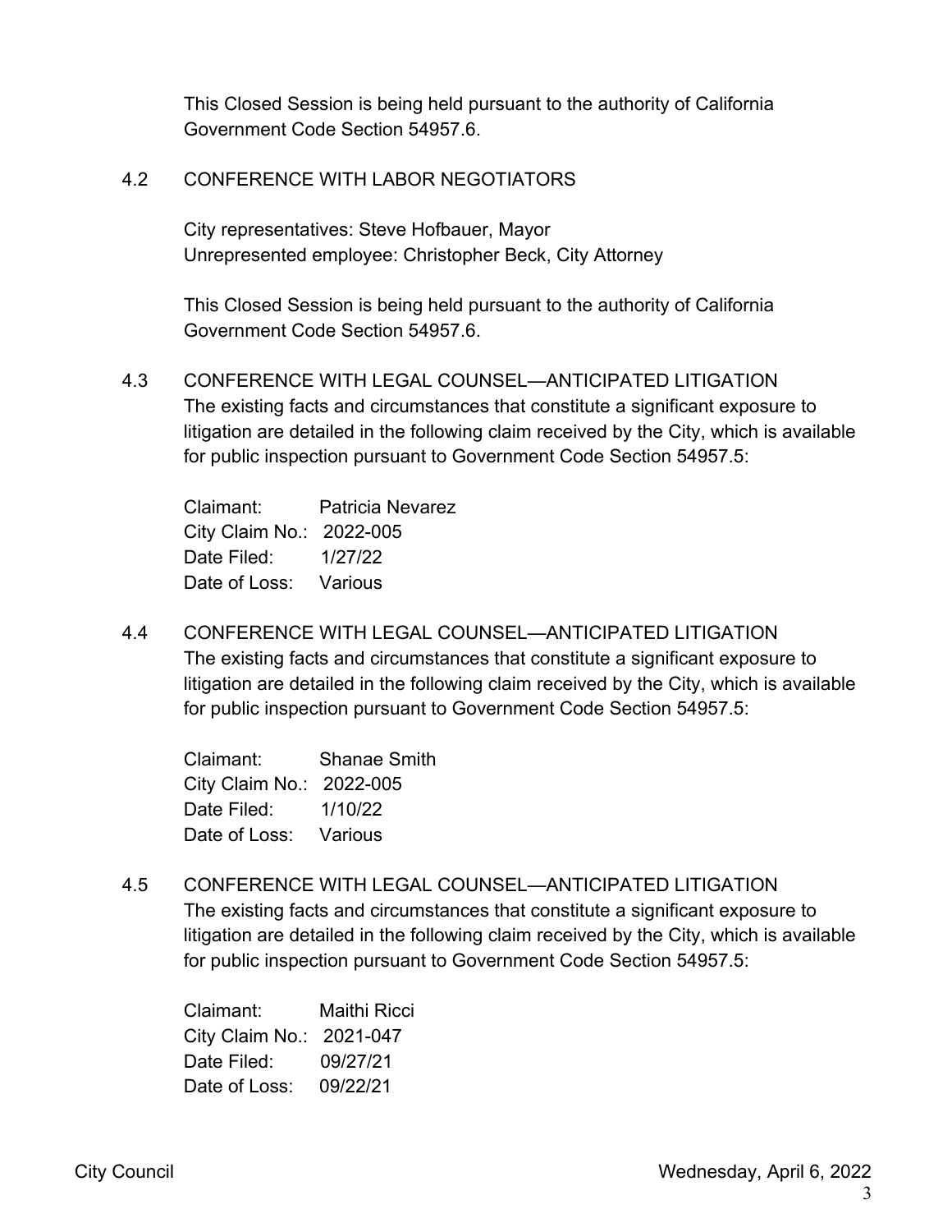This Closed Session is being held pursuant to the authority of California Government Code Section 54957.6.

4.2 CONFERENCE WITH LABOR NEGOTIATORS

City representatives: Steve Hofbauer, Mayor
Unrepresented employee: Christopher Beck, City Attorney

This Closed Session is being held pursuant to the authority of California Government Code Section 54957.6.

4.3 CONFERENCE WITH LEGAL COUNSEL—ANTICIPATED LITIGATION
The existing facts and circumstances that constitute a significant exposure to litigation are detailed in the following claim received by the City, which is available for public inspection pursuant to Government Code Section 54957.5:

Claimant: Patricia Nevarez
City Claim No.: 2022-005
Date Filed: 1/27/22
Date of Loss: Various

4.4 CONFERENCE WITH LEGAL COUNSEL—ANTICIPATED LITIGATION
The existing facts and circumstances that constitute a significant exposure to litigation are detailed in the following claim received by the City, which is available for public inspection pursuant to Government Code Section 54957.5:

Claimant: Shanae Smith
City Claim No.: 2022-005
Date Filed: 1/10/22
Date of Loss: Various

4.5 CONFERENCE WITH LEGAL COUNSEL—ANTICIPATED LITIGATION
The existing facts and circumstances that constitute a significant exposure to litigation are detailed in the following claim received by the City, which is available for public inspection pursuant to Government Code Section 54957.5:

Claimant: Maithi Ricci
City Claim No.: 2021-047
Date Filed: 09/27/21
Date of Loss: 09/22/21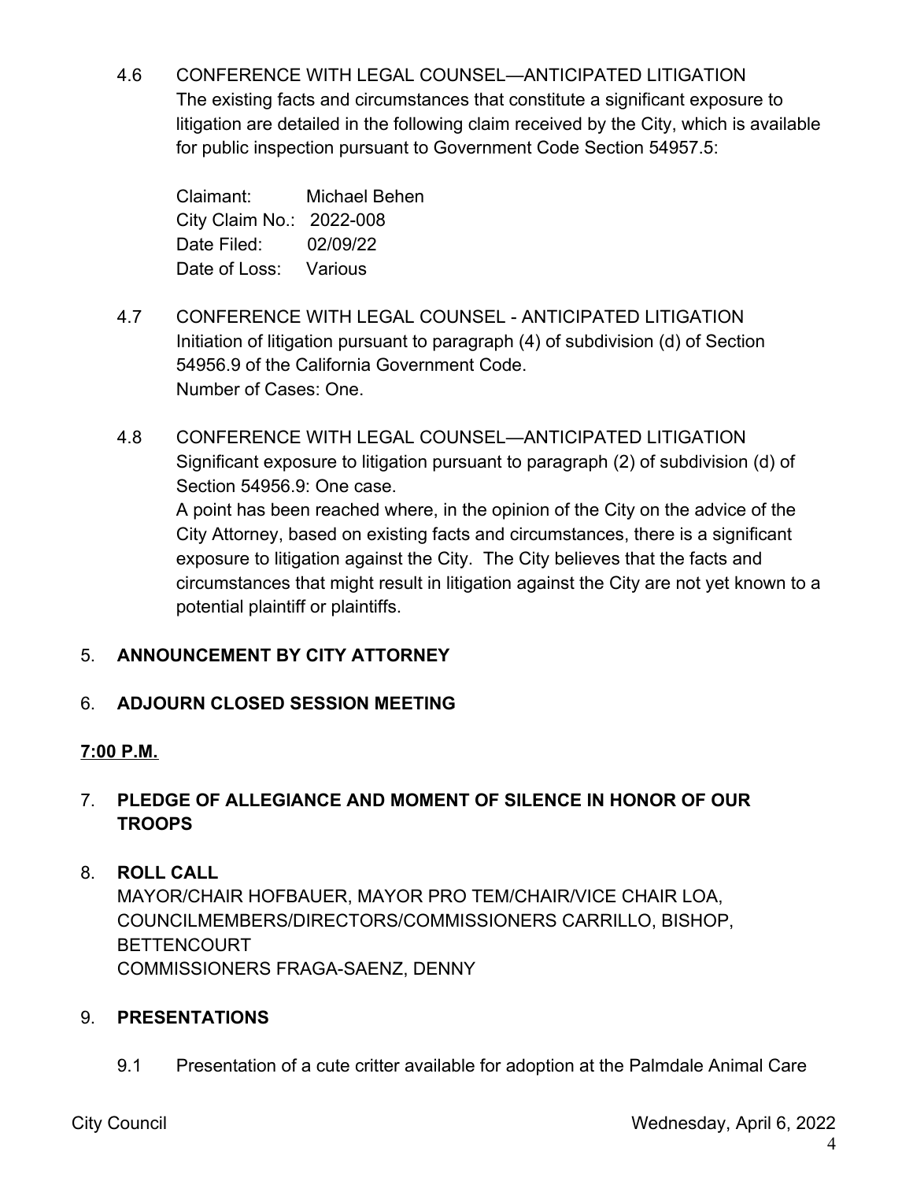4.6 CONFERENCE WITH LEGAL COUNSEL—ANTICIPATED LITIGATION
The existing facts and circumstances that constitute a significant exposure to litigation are detailed in the following claim received by the City, which is available for public inspection pursuant to Government Code Section 54957.5:

Claimant: Michael Behen
City Claim No.: 2022-008
Date Filed: 02/09/22
Date of Loss: Various

4.7 CONFERENCE WITH LEGAL COUNSEL - ANTICIPATED LITIGATION
Initiation of litigation pursuant to paragraph (4) of subdivision (d) of Section 54956.9 of the California Government Code.
Number of Cases: One.

4.8 CONFERENCE WITH LEGAL COUNSEL—ANTICIPATED LITIGATION
Significant exposure to litigation pursuant to paragraph (2) of subdivision (d) of Section 54956.9: One case.
A point has been reached where, in the opinion of the City on the advice of the City Attorney, based on existing facts and circumstances, there is a significant exposure to litigation against the City. The City believes that the facts and circumstances that might result in litigation against the City are not yet known to a potential plaintiff or plaintiffs.

5. **ANNOUNCEMENT BY CITY ATTORNEY**

6. **ADJOURN CLOSED SESSION MEETING**

**7:00 P.M.**

7. **PLEDGE OF ALLEGIANCE AND MOMENT OF SILENCE IN HONOR OF OUR TROOPS**

8. **ROLL CALL**
MAYOR/CHAIR HOFBAUER, MAYOR PRO TEM/CHAIR/VICE CHAIR LOA, COUNCILMEMBERS/DIRECTORS/COMMISSIONERS CARRILLO, BISHOP, BETTENCOURT
COMMISSIONERS FRAGA-SAENZ, DENNY

9. **PRESENTATIONS**

9.1 Presentation of a cute critter available for adoption at the Palmdale Animal Care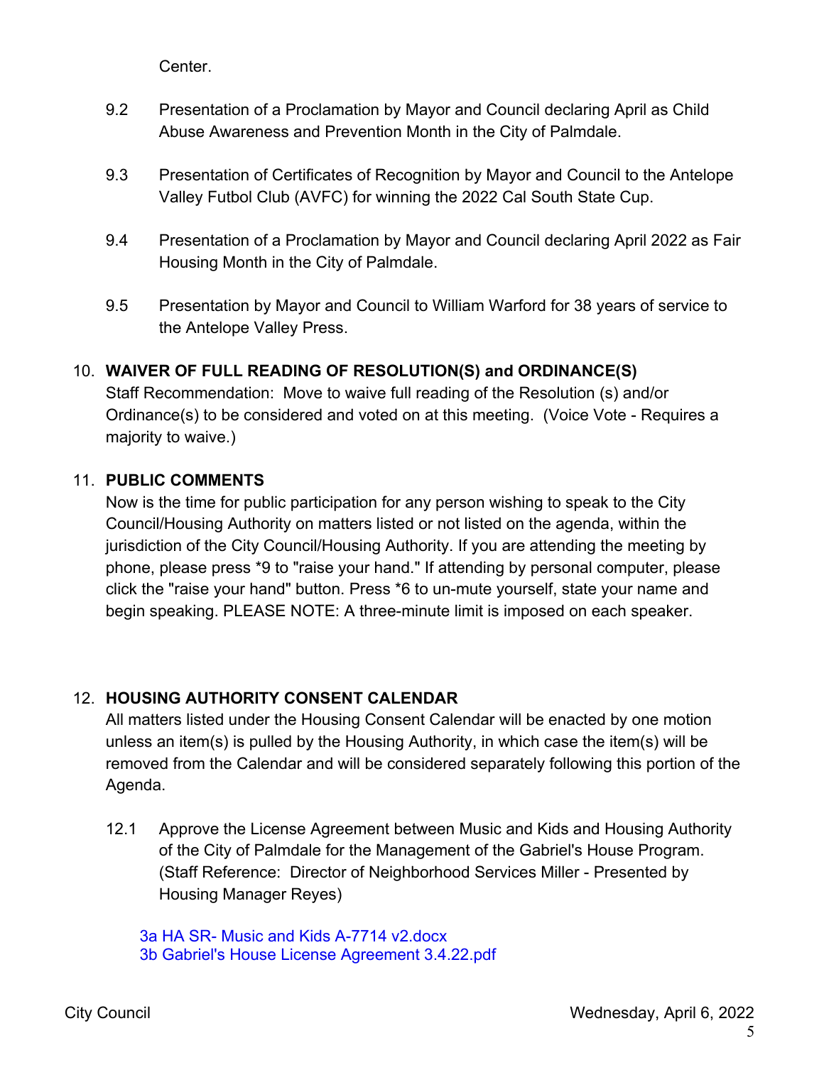Center.

9.2 Presentation of a Proclamation by Mayor and Council declaring April as Child Abuse Awareness and Prevention Month in the City of Palmdale.

9.3 Presentation of Certificates of Recognition by Mayor and Council to the Antelope Valley Futbol Club (AVFC) for winning the 2022 Cal South State Cup.

9.4 Presentation of a Proclamation by Mayor and Council declaring April 2022 as Fair Housing Month in the City of Palmdale.

9.5 Presentation by Mayor and Council to William Warford for 38 years of service to the Antelope Valley Press.

## 10. WAIVER OF FULL READING OF RESOLUTION(S) and ORDINANCE(S)

Staff Recommendation: Move to waive full reading of the Resolution (s) and/or Ordinance(s) to be considered and voted on at this meeting. (Voice Vote - Requires a majority to waive.)

## 11. PUBLIC COMMENTS

Now is the time for public participation for any person wishing to speak to the City Council/Housing Authority on matters listed or not listed on the agenda, within the jurisdiction of the City Council/Housing Authority. If you are attending the meeting by phone, please press *9 to "raise your hand." If attending by personal computer, please click the "raise your hand" button. Press *6 to un-mute yourself, state your name and begin speaking. PLEASE NOTE: A three-minute limit is imposed on each speaker.

## 12. HOUSING AUTHORITY CONSENT CALENDAR

All matters listed under the Housing Consent Calendar will be enacted by one motion unless an item(s) is pulled by the Housing Authority, in which case the item(s) will be removed from the Calendar and will be considered separately following this portion of the Agenda.

12.1 Approve the License Agreement between Music and Kids and Housing Authority of the City of Palmdale for the Management of the Gabriel's House Program. (Staff Reference: Director of Neighborhood Services Miller - Presented by Housing Manager Reyes)

3a HA SR- Music and Kids A-7714 v2.docx
3b Gabriel's House License Agreement 3.4.22.pdf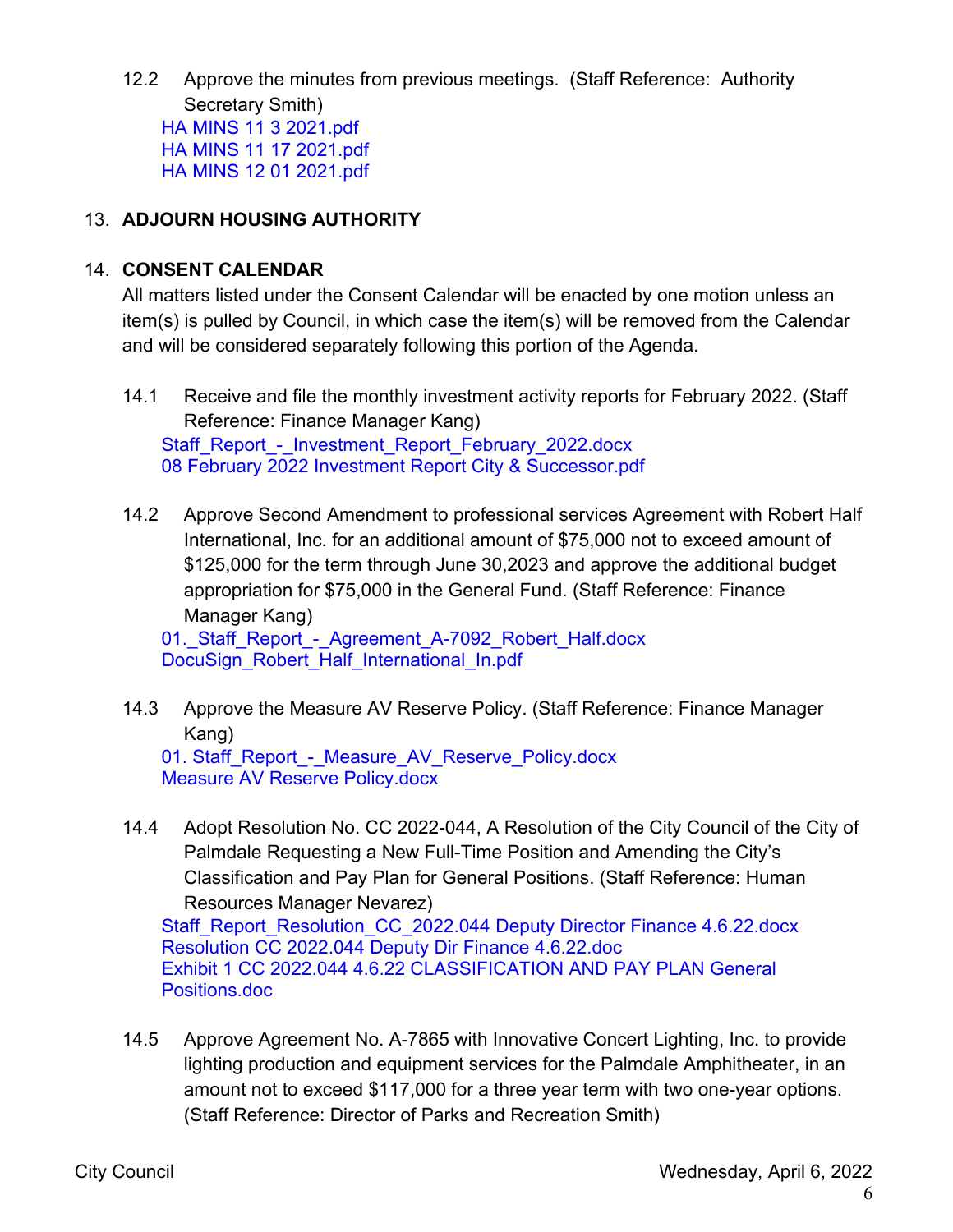12.2 Approve the minutes from previous meetings. (Staff Reference: Authority Secretary Smith)
HA MINS 11 3 2021.pdf
HA MINS 11 17 2021.pdf
HA MINS 12 01 2021.pdf

13. **ADJOURN HOUSING AUTHORITY**

14. **CONSENT CALENDAR**

All matters listed under the Consent Calendar will be enacted by one motion unless an item(s) is pulled by Council, in which case the item(s) will be removed from the Calendar and will be considered separately following this portion of the Agenda.

14.1 Receive and file the monthly investment activity reports for February 2022. (Staff Reference: Finance Manager Kang)
Staff_Report_-_Investment_Report_February_2022.docx
08 February 2022 Investment Report City & Successor.pdf

14.2 Approve Second Amendment to professional services Agreement with Robert Half International, Inc. for an additional amount of $75,000 not to exceed amount of $125,000 for the term through June 30,2023 and approve the additional budget appropriation for $75,000 in the General Fund. (Staff Reference: Finance Manager Kang)
01._Staff_Report_-_Agreement_A-7092_Robert_Half.docx
DocuSign_Robert_Half_International_In.pdf

14.3 Approve the Measure AV Reserve Policy. (Staff Reference: Finance Manager Kang)
01. Staff_Report_-_Measure_AV_Reserve_Policy.docx
Measure AV Reserve Policy.docx

14.4 Adopt Resolution No. CC 2022-044, A Resolution of the City Council of the City of Palmdale Requesting a New Full-Time Position and Amending the City's Classification and Pay Plan for General Positions. (Staff Reference: Human Resources Manager Nevarez)
Staff_Report_Resolution_CC_2022.044 Deputy Director Finance 4.6.22.docx
Resolution CC 2022.044 Deputy Dir Finance 4.6.22.doc
Exhibit 1 CC 2022.044 4.6.22 CLASSIFICATION AND PAY PLAN General Positions.doc

14.5 Approve Agreement No. A-7865 with Innovative Concert Lighting, Inc. to provide lighting production and equipment services for the Palmdale Amphitheater, in an amount not to exceed $117,000 for a three year term with two one-year options. (Staff Reference: Director of Parks and Recreation Smith)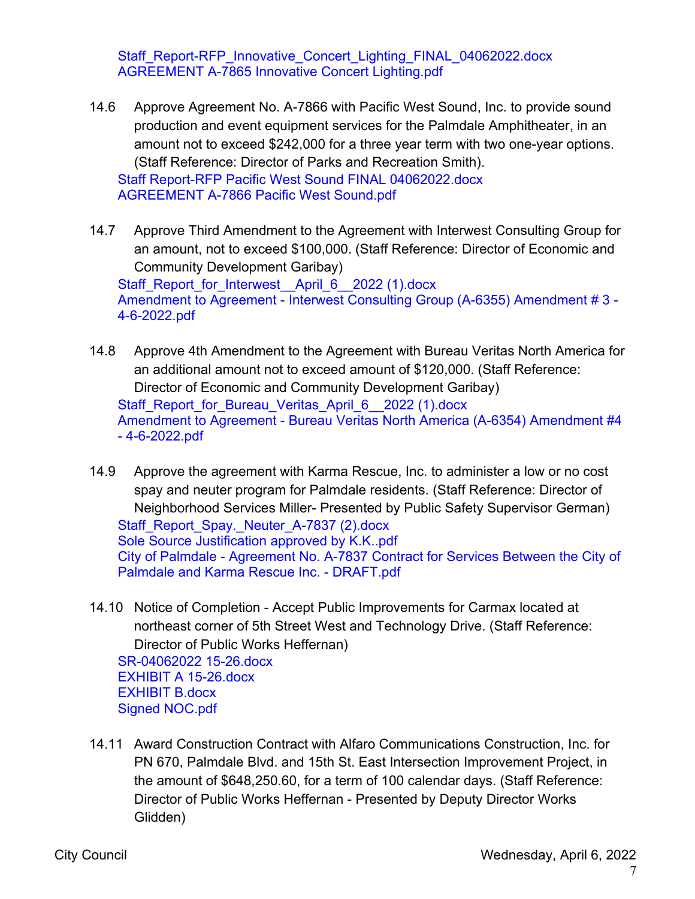Staff_Report-RFP_Innovative_Concert_Lighting_FINAL_04062022.docx
AGREEMENT A-7865 Innovative Concert Lighting.pdf

14.6 Approve Agreement No. A-7866 with Pacific West Sound, Inc. to provide sound production and event equipment services for the Palmdale Amphitheater, in an amount not to exceed $242,000 for a three year term with two one-year options. (Staff Reference: Director of Parks and Recreation Smith).

Staff Report-RFP Pacific West Sound FINAL 04062022.docx
AGREEMENT A-7866 Pacific West Sound.pdf

14.7 Approve Third Amendment to the Agreement with Interwest Consulting Group for an amount, not to exceed $100,000. (Staff Reference: Director of Economic and Community Development Garibay)

Staff_Report_for_Interwest__April_6__2022 (1).docx
Amendment to Agreement - Interwest Consulting Group (A-6355) Amendment # 3 - 4-6-2022.pdf

14.8 Approve 4th Amendment to the Agreement with Bureau Veritas North America for an additional amount not to exceed amount of $120,000. (Staff Reference: Director of Economic and Community Development Garibay)

Staff_Report_for_Bureau_Veritas_April_6__2022 (1).docx
Amendment to Agreement - Bureau Veritas North America (A-6354) Amendment #4 - 4-6-2022.pdf

14.9 Approve the agreement with Karma Rescue, Inc. to administer a low or no cost spay and neuter program for Palmdale residents. (Staff Reference: Director of Neighborhood Services Miller- Presented by Public Safety Supervisor German)

Staff_Report_Spay._Neuter_A-7837 (2).docx
Sole Source Justification approved by K.K..pdf
City of Palmdale - Agreement No. A-7837 Contract for Services Between the City of Palmdale and Karma Rescue Inc. - DRAFT.pdf

14.10 Notice of Completion - Accept Public Improvements for Carmax located at northeast corner of 5th Street West and Technology Drive. (Staff Reference: Director of Public Works Heffernan)

SR-04062022 15-26.docx
EXHIBIT A 15-26.docx
EXHIBIT B.docx
Signed NOC.pdf

14.11 Award Construction Contract with Alfaro Communications Construction, Inc. for PN 670, Palmdale Blvd. and 15th St. East Intersection Improvement Project, in the amount of $648,250.60, for a term of 100 calendar days. (Staff Reference: Director of Public Works Heffernan - Presented by Deputy Director Works Glidden)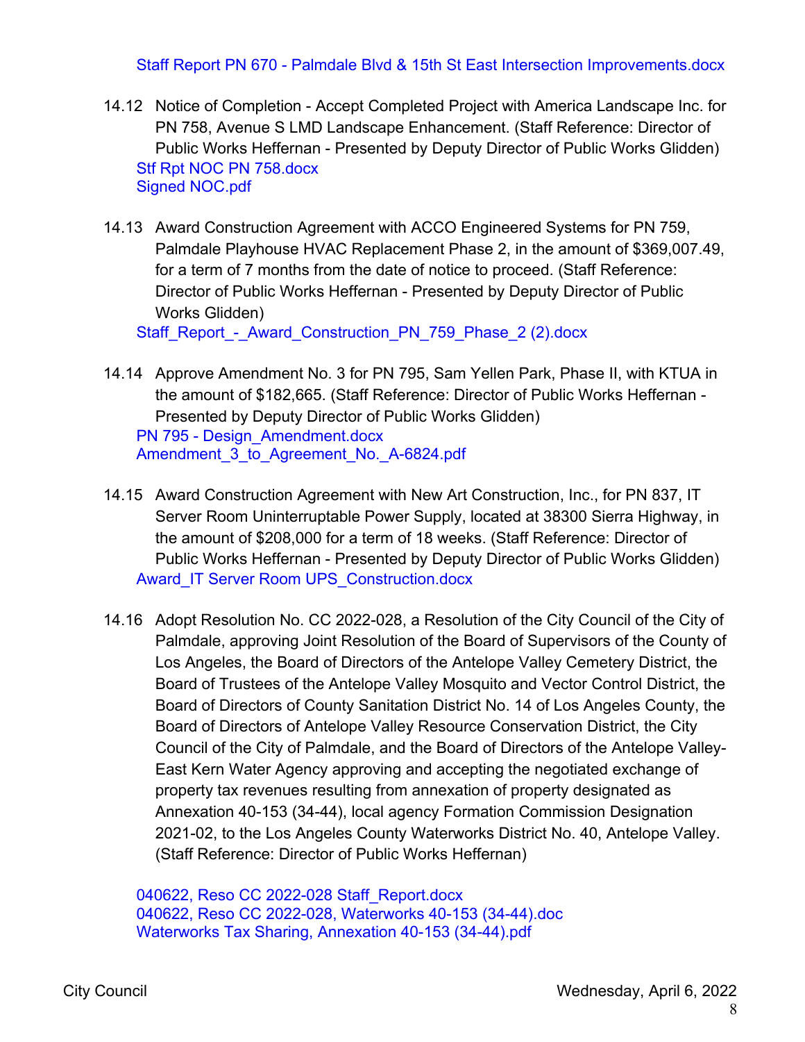Staff Report PN 670 - Palmdale Blvd & 15th St East Intersection Improvements.docx

14.12 Notice of Completion - Accept Completed Project with America Landscape Inc. for PN 758, Avenue S LMD Landscape Enhancement. (Staff Reference: Director of Public Works Heffernan - Presented by Deputy Director of Public Works Glidden)
Stf Rpt NOC PN 758.docx
Signed NOC.pdf

14.13 Award Construction Agreement with ACCO Engineered Systems for PN 759, Palmdale Playhouse HVAC Replacement Phase 2, in the amount of $369,007.49, for a term of 7 months from the date of notice to proceed. (Staff Reference: Director of Public Works Heffernan - Presented by Deputy Director of Public Works Glidden)
Staff_Report_-_Award_Construction_PN_759_Phase_2 (2).docx

14.14 Approve Amendment No. 3 for PN 795, Sam Yellen Park, Phase II, with KTUA in the amount of $182,665. (Staff Reference: Director of Public Works Heffernan - Presented by Deputy Director of Public Works Glidden)
PN 795 - Design_Amendment.docx
Amendment_3_to_Agreement_No._A-6824.pdf

14.15 Award Construction Agreement with New Art Construction, Inc., for PN 837, IT Server Room Uninterruptable Power Supply, located at 38300 Sierra Highway, in the amount of $208,000 for a term of 18 weeks. (Staff Reference: Director of Public Works Heffernan - Presented by Deputy Director of Public Works Glidden)
Award_IT Server Room UPS_Construction.docx

14.16 Adopt Resolution No. CC 2022-028, a Resolution of the City Council of the City of Palmdale, approving Joint Resolution of the Board of Supervisors of the County of Los Angeles, the Board of Directors of the Antelope Valley Cemetery District, the Board of Trustees of the Antelope Valley Mosquito and Vector Control District, the Board of Directors of County Sanitation District No. 14 of Los Angeles County, the Board of Directors of Antelope Valley Resource Conservation District, the City Council of the City of Palmdale, and the Board of Directors of the Antelope Valley-East Kern Water Agency approving and accepting the negotiated exchange of property tax revenues resulting from annexation of property designated as Annexation 40-153 (34-44), local agency Formation Commission Designation 2021-02, to the Los Angeles County Waterworks District No. 40, Antelope Valley. (Staff Reference: Director of Public Works Heffernan)

040622, Reso CC 2022-028 Staff_Report.docx
040622, Reso CC 2022-028, Waterworks 40-153 (34-44).doc
Waterworks Tax Sharing, Annexation 40-153 (34-44).pdf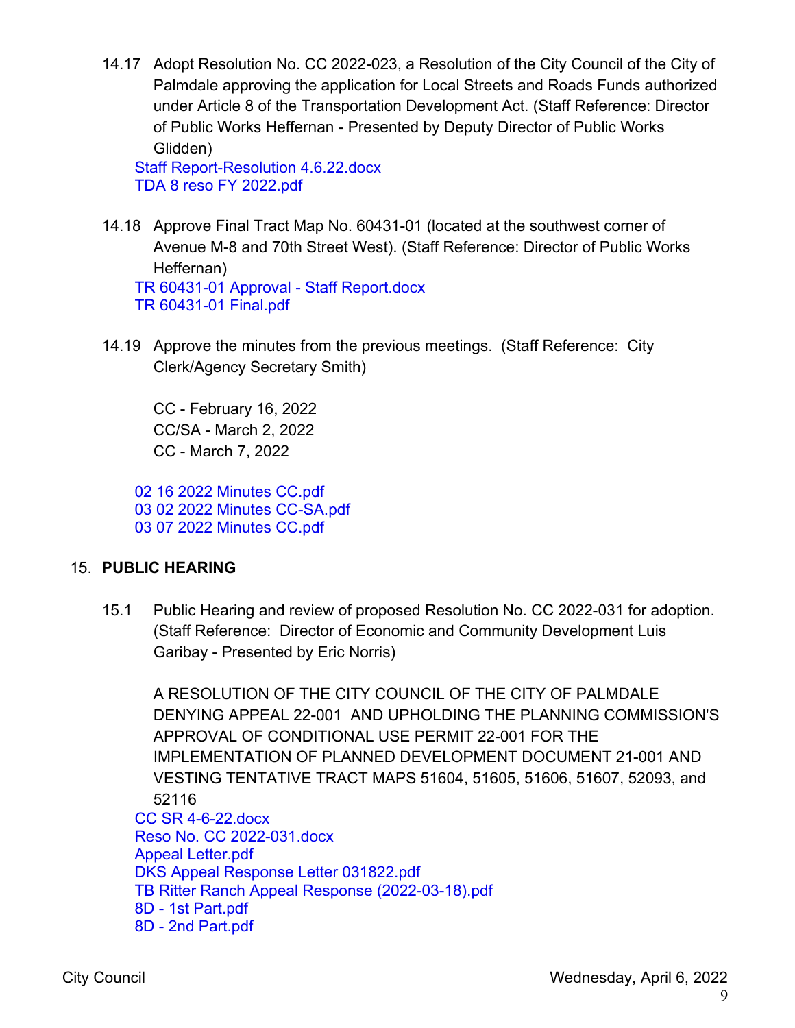14.17 Adopt Resolution No. CC 2022-023, a Resolution of the City Council of the City of Palmdale approving the application for Local Streets and Roads Funds authorized under Article 8 of the Transportation Development Act. (Staff Reference: Director of Public Works Heffernan - Presented by Deputy Director of Public Works Glidden)

Staff Report-Resolution 4.6.22.docx
TDA 8 reso FY 2022.pdf

14.18 Approve Final Tract Map No. 60431-01 (located at the southwest corner of Avenue M-8 and 70th Street West). (Staff Reference: Director of Public Works Heffernan)

TR 60431-01 Approval - Staff Report.docx
TR 60431-01 Final.pdf

14.19 Approve the minutes from the previous meetings. (Staff Reference: City Clerk/Agency Secretary Smith)

CC - February 16, 2022
CC/SA - March 2, 2022
CC - March 7, 2022

02 16 2022 Minutes CC.pdf
03 02 2022 Minutes CC-SA.pdf
03 07 2022 Minutes CC.pdf

## 15. PUBLIC HEARING

15.1 Public Hearing and review of proposed Resolution No. CC 2022-031 for adoption. (Staff Reference: Director of Economic and Community Development Luis Garibay - Presented by Eric Norris)

A RESOLUTION OF THE CITY COUNCIL OF THE CITY OF PALMDALE DENYING APPEAL 22-001 AND UPHOLDING THE PLANNING COMMISSION'S APPROVAL OF CONDITIONAL USE PERMIT 22-001 FOR THE IMPLEMENTATION OF PLANNED DEVELOPMENT DOCUMENT 21-001 AND VESTING TENTATIVE TRACT MAPS 51604, 51605, 51606, 51607, 52093, and 52116

CC SR 4-6-22.docx
Reso No. CC 2022-031.docx
Appeal Letter.pdf
DKS Appeal Response Letter 031822.pdf
TB Ritter Ranch Appeal Response (2022-03-18).pdf
8D - 1st Part.pdf
8D - 2nd Part.pdf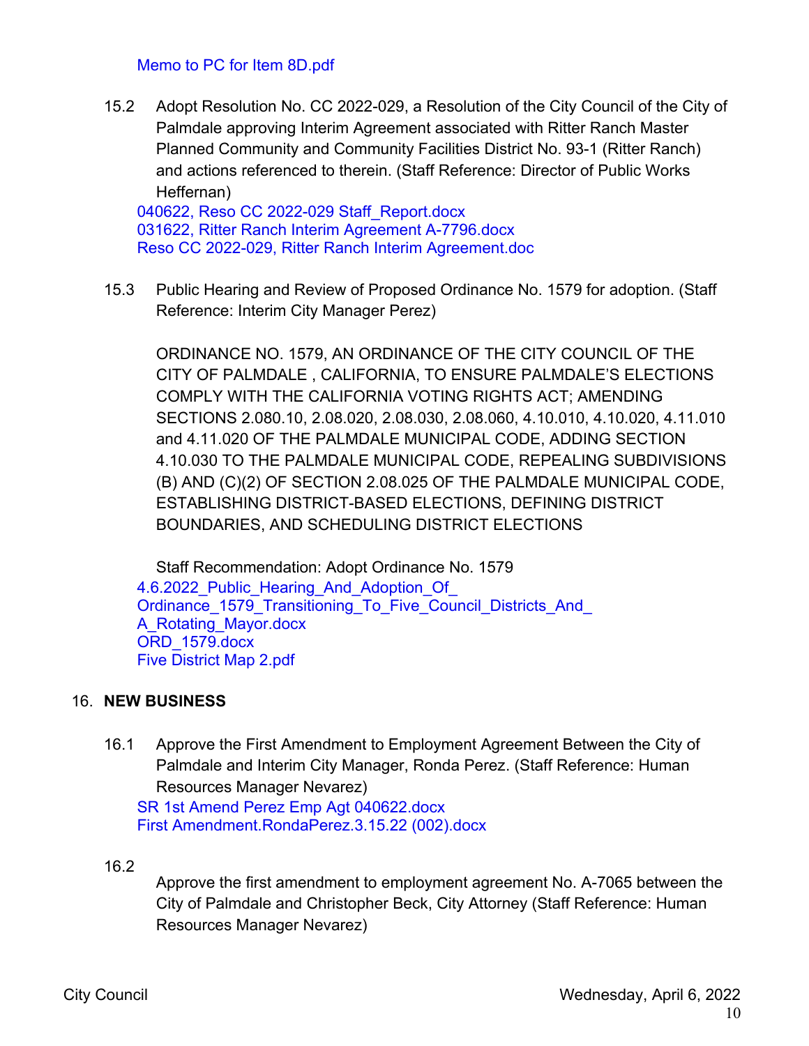Memo to PC for Item 8D.pdf

15.2 Adopt Resolution No. CC 2022-029, a Resolution of the City Council of the City of Palmdale approving Interim Agreement associated with Ritter Ranch Master Planned Community and Community Facilities District No. 93-1 (Ritter Ranch) and actions referenced to therein. (Staff Reference: Director of Public Works Heffernan)

040622, Reso CC 2022-029 Staff_Report.docx
031622, Ritter Ranch Interim Agreement A-7796.docx
Reso CC 2022-029, Ritter Ranch Interim Agreement.doc

15.3 Public Hearing and Review of Proposed Ordinance No. 1579 for adoption. (Staff Reference: Interim City Manager Perez)

ORDINANCE NO. 1579, AN ORDINANCE OF THE CITY COUNCIL OF THE CITY OF PALMDALE , CALIFORNIA, TO ENSURE PALMDALE'S ELECTIONS COMPLY WITH THE CALIFORNIA VOTING RIGHTS ACT; AMENDING SECTIONS 2.080.10, 2.08.020, 2.08.030, 2.08.060, 4.10.010, 4.10.020, 4.11.010 and 4.11.020 OF THE PALMDALE MUNICIPAL CODE, ADDING SECTION 4.10.030 TO THE PALMDALE MUNICIPAL CODE, REPEALING SUBDIVISIONS (B) AND (C)(2) OF SECTION 2.08.025 OF THE PALMDALE MUNICIPAL CODE, ESTABLISHING DISTRICT-BASED ELECTIONS, DEFINING DISTRICT BOUNDARIES, AND SCHEDULING DISTRICT ELECTIONS

Staff Recommendation: Adopt Ordinance No. 1579

4.6.2022_Public_Hearing_And_Adoption_Of_Ordinance_1579_Transitioning_To_Five_Council_Districts_And_A_Rotating_Mayor.docx
ORD_1579.docx
Five District Map 2.pdf

## 16. NEW BUSINESS

16.1 Approve the First Amendment to Employment Agreement Between the City of Palmdale and Interim City Manager, Ronda Perez. (Staff Reference: Human Resources Manager Nevarez)

SR 1st Amend Perez Emp Agt 040622.docx
First Amendment.RondaPerez.3.15.22 (002).docx

16.2 Approve the first amendment to employment agreement No. A-7065 between the City of Palmdale and Christopher Beck, City Attorney (Staff Reference: Human Resources Manager Nevarez)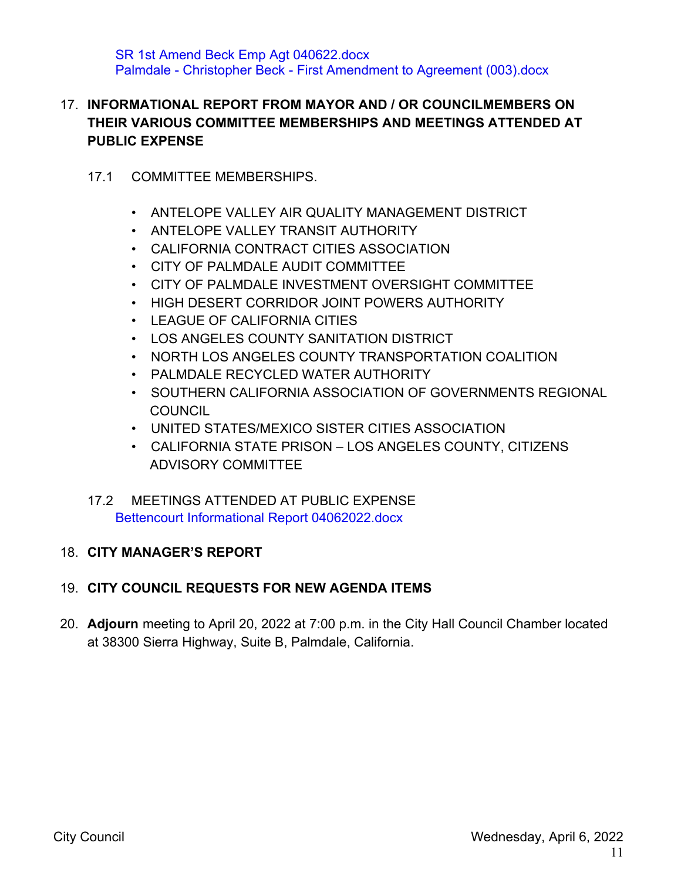SR 1st Amend Beck Emp Agt 040622.docx
Palmdale - Christopher Beck - First Amendment to Agreement (003).docx

17. **INFORMATIONAL REPORT FROM MAYOR AND / OR COUNCILMEMBERS ON THEIR VARIOUS COMMITTEE MEMBERSHIPS AND MEETINGS ATTENDED AT PUBLIC EXPENSE**

    17.1 COMMITTEE MEMBERSHIPS.

    - ANTELOPE VALLEY AIR QUALITY MANAGEMENT DISTRICT
    - ANTELOPE VALLEY TRANSIT AUTHORITY
    - CALIFORNIA CONTRACT CITIES ASSOCIATION
    - CITY OF PALMDALE AUDIT COMMITTEE
    - CITY OF PALMDALE INVESTMENT OVERSIGHT COMMITTEE
    - HIGH DESERT CORRIDOR JOINT POWERS AUTHORITY
    - LEAGUE OF CALIFORNIA CITIES
    - LOS ANGELES COUNTY SANITATION DISTRICT
    - NORTH LOS ANGELES COUNTY TRANSPORTATION COALITION
    - PALMDALE RECYCLED WATER AUTHORITY
    - SOUTHERN CALIFORNIA ASSOCIATION OF GOVERNMENTS REGIONAL COUNCIL
    - UNITED STATES/MEXICO SISTER CITIES ASSOCIATION
    - CALIFORNIA STATE PRISON – LOS ANGELES COUNTY, CITIZENS ADVISORY COMMITTEE

    17.2 MEETINGS ATTENDED AT PUBLIC EXPENSE
    Bettencourt Informational Report 04062022.docx

18. **CITY MANAGER'S REPORT**

19. **CITY COUNCIL REQUESTS FOR NEW AGENDA ITEMS**

20. **Adjourn** meeting to April 20, 2022 at 7:00 p.m. in the City Hall Council Chamber located at 38300 Sierra Highway, Suite B, Palmdale, California.